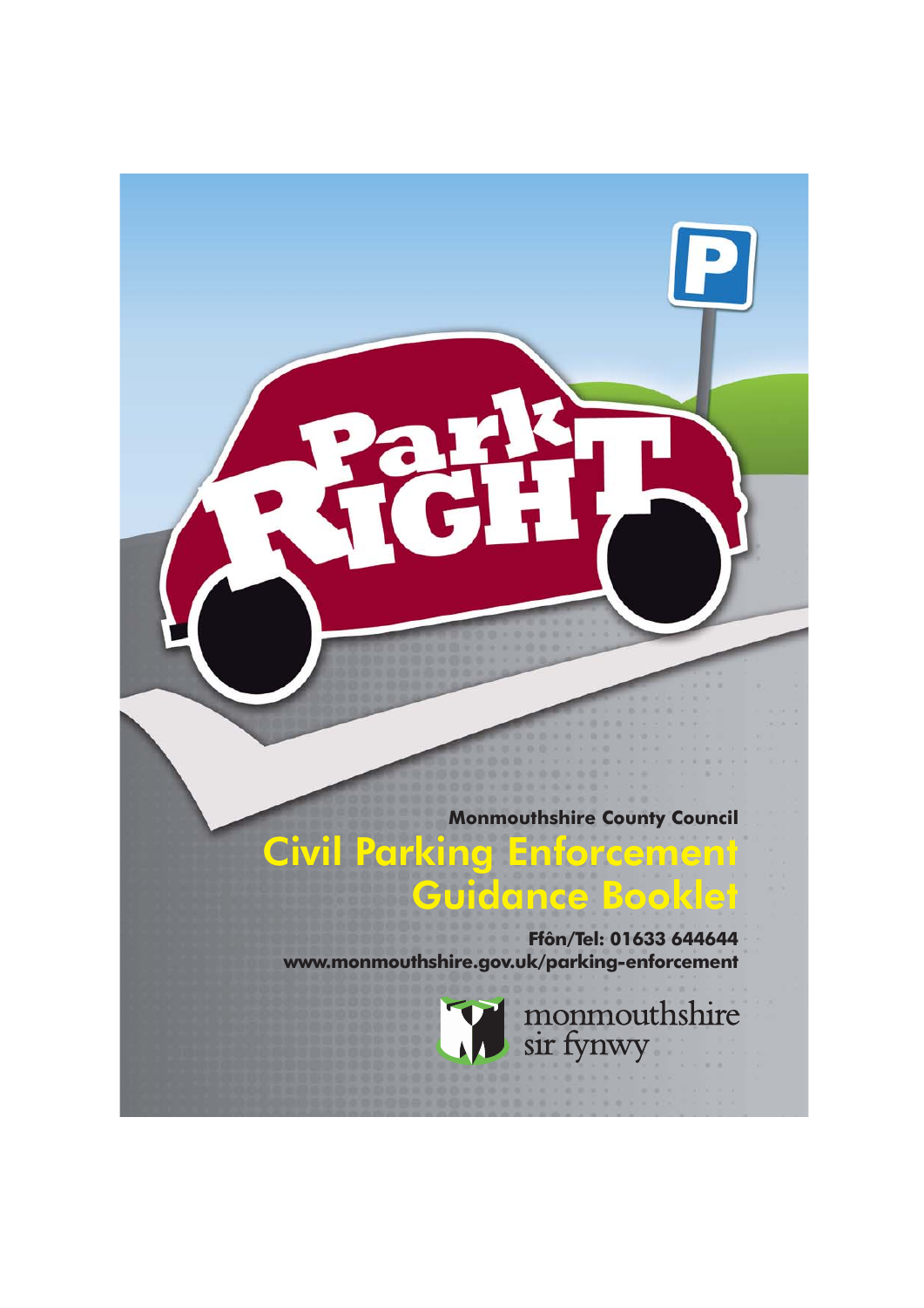Park RIGHT

Monmouthshire County Council

# Civil Parking Enforcement Guidance Booklet

**Ffôn/Tel: 01633 644644**

**www.monmouthshire.gov.uk/parking-enforcement**

monmouthshire
sir fynwy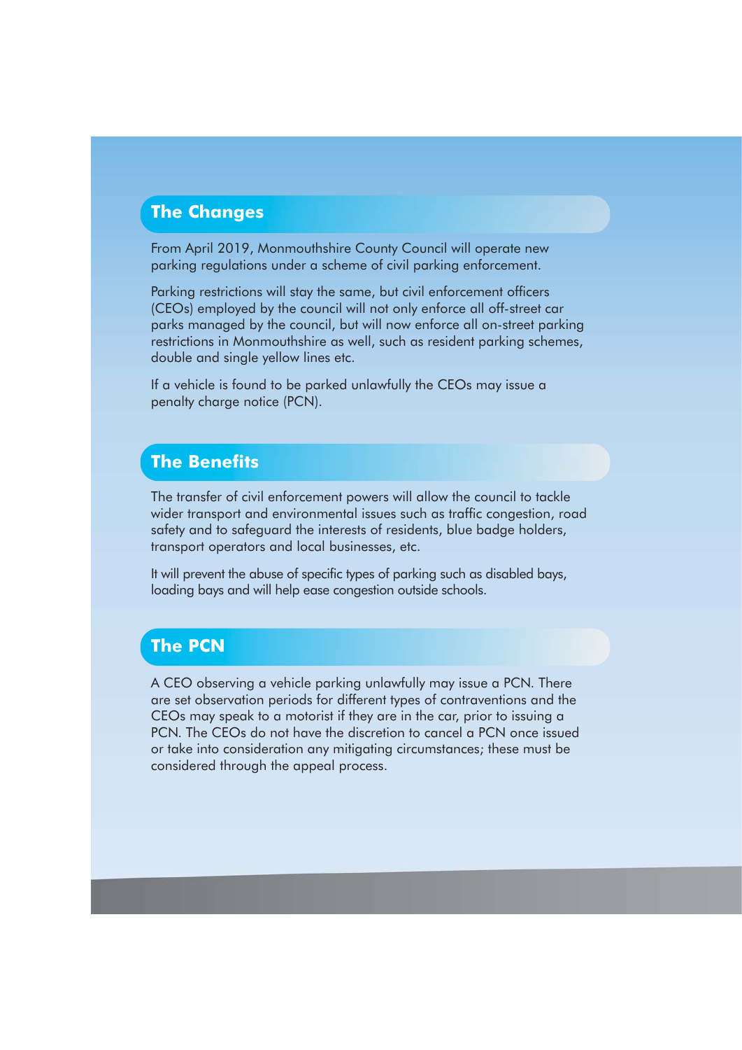## The Changes

From April 2019, Monmouthshire County Council will operate new parking regulations under a scheme of civil parking enforcement.

Parking restrictions will stay the same, but civil enforcement officers (CEOs) employed by the council will not only enforce all off-street car parks managed by the council, but will now enforce all on-street parking restrictions in Monmouthshire as well, such as resident parking schemes, double and single yellow lines etc.

If a vehicle is found to be parked unlawfully the CEOs may issue a penalty charge notice (PCN).

## The Benefits

The transfer of civil enforcement powers will allow the council to tackle wider transport and environmental issues such as traffic congestion, road safety and to safeguard the interests of residents, blue badge holders, transport operators and local businesses, etc.

It will prevent the abuse of specific types of parking such as disabled bays, loading bays and will help ease congestion outside schools.

## The PCN

A CEO observing a vehicle parking unlawfully may issue a PCN. There are set observation periods for different types of contraventions and the CEOs may speak to a motorist if they are in the car, prior to issuing a PCN. The CEOs do not have the discretion to cancel a PCN once issued or take into consideration any mitigating circumstances; these must be considered through the appeal process.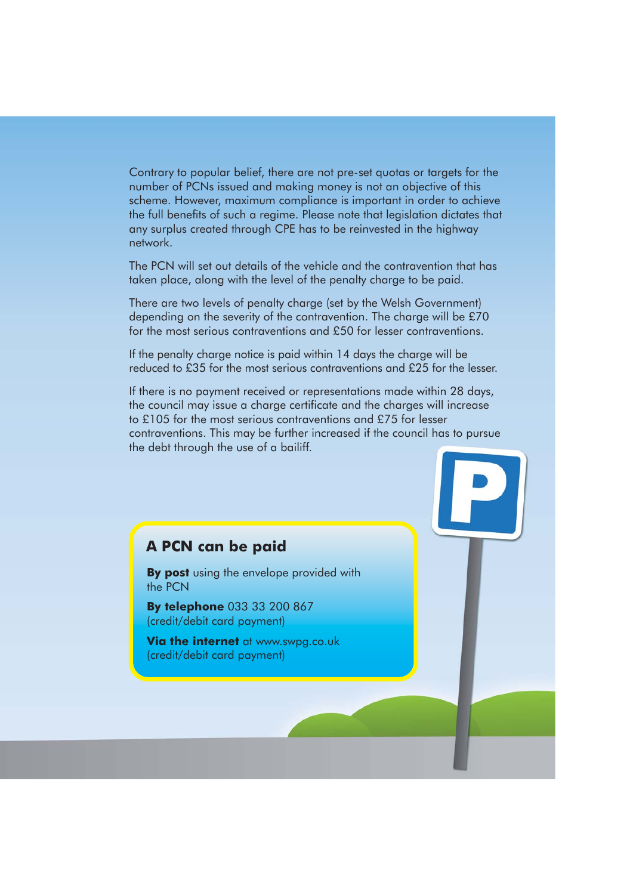Contrary to popular belief, there are not pre-set quotas or targets for the number of PCNs issued and making money is not an objective of this scheme. However, maximum compliance is important in order to achieve the full benefits of such a regime. Please note that legislation dictates that any surplus created through CPE has to be reinvested in the highway network.

The PCN will set out details of the vehicle and the contravention that has taken place, along with the level of the penalty charge to be paid.

There are two levels of penalty charge (set by the Welsh Government) depending on the severity of the contravention. The charge will be £70 for the most serious contraventions and £50 for lesser contraventions.

If the penalty charge notice is paid within 14 days the charge will be reduced to £35 for the most serious contraventions and £25 for the lesser.

If there is no payment received or representations made within 28 days, the council may issue a charge certificate and the charges will increase to £105 for the most serious contraventions and £75 for lesser contraventions. This may be further increased if the council has to pursue the debt through the use of a bailiff.

## A PCN can be paid

**By post** using the envelope provided with the PCN

**By telephone** 033 33 200 867
(credit/debit card payment)

**Via the internet** at www.swpg.co.uk
(credit/debit card payment)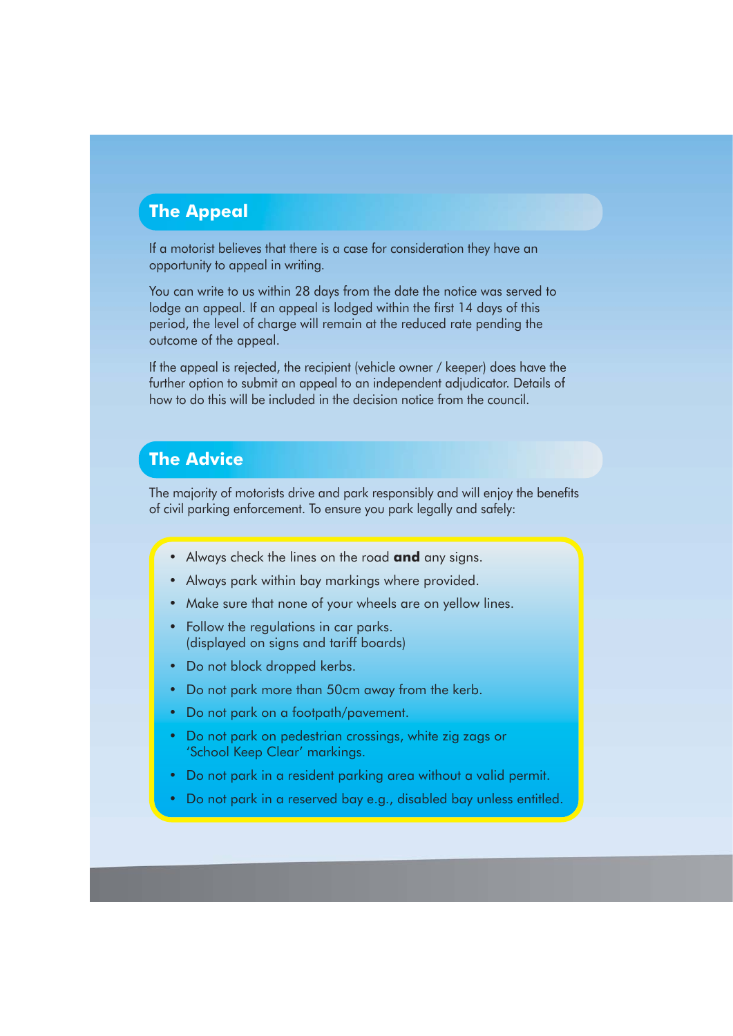## The Appeal

If a motorist believes that there is a case for consideration they have an opportunity to appeal in writing.

You can write to us within 28 days from the date the notice was served to lodge an appeal. If an appeal is lodged within the first 14 days of this period, the level of charge will remain at the reduced rate pending the outcome of the appeal.

If the appeal is rejected, the recipient (vehicle owner / keeper) does have the further option to submit an appeal to an independent adjudicator. Details of how to do this will be included in the decision notice from the council.

## The Advice

The majority of motorists drive and park responsibly and will enjoy the benefits of civil parking enforcement. To ensure you park legally and safely:

- Always check the lines on the road **and** any signs.
- Always park within bay markings where provided.
- Make sure that none of your wheels are on yellow lines.
- Follow the regulations in car parks.
  (displayed on signs and tariff boards)
- Do not block dropped kerbs.
- Do not park more than 50cm away from the kerb.
- Do not park on a footpath/pavement.
- Do not park on pedestrian crossings, white zig zags or 'School Keep Clear' markings.
- Do not park in a resident parking area without a valid permit.
- Do not park in a reserved bay e.g., disabled bay unless entitled.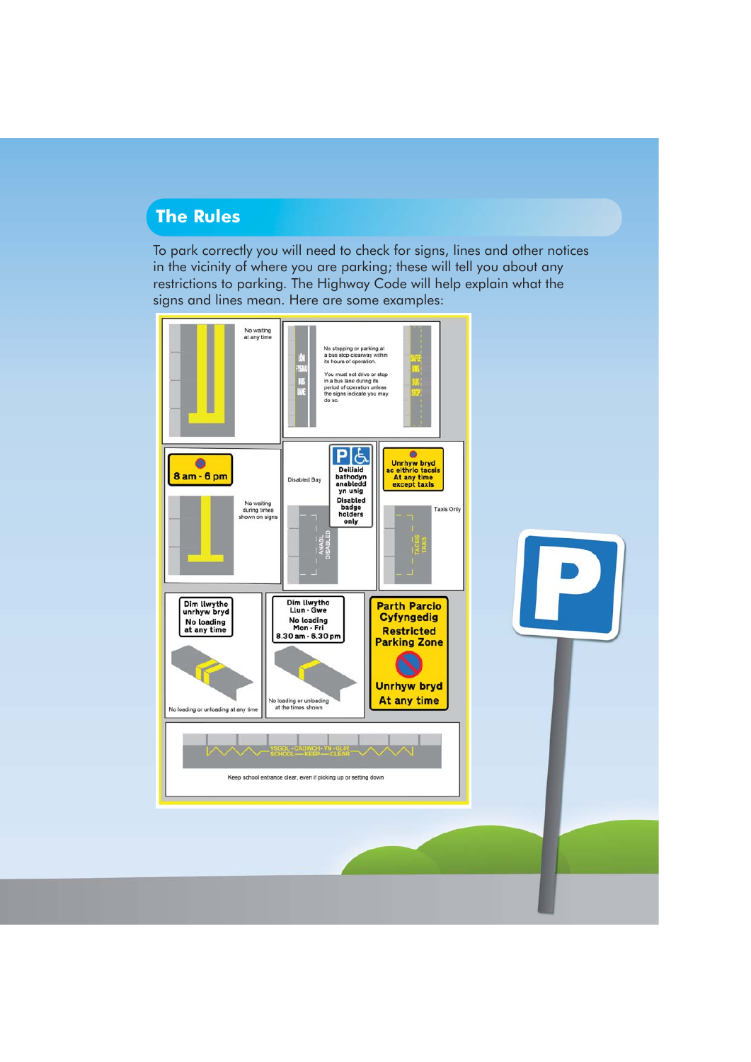## The Rules

To park correctly you will need to check for signs, lines and other notices in the vicinity of where you are parking; these will tell you about any restrictions to parking. The Highway Code will help explain what the signs and lines mean. Here are some examples:

No waiting at any time

No stopping or parking at a bus stop clearway within its hours of operation.

You must not drive or stop in a bus lane during its period of operation unless the signs indicate you may do so.

8 am - 6 pm

No waiting during times shown on signs

Disabled Bay

Deiliaid bathodyn anabledd yn unig
Disabled badge holders only

Unrhyw bryd ac eithrio tacsis
At any time except taxis

Taxis Only

Dim llwytho unrhyw bryd
No loading at any time

No loading or unloading at any time

Dim llwytho Llun - Gwe
No loading Mon - Fri 8.30 am - 6.30 pm

No loading or unloading at the times shown

Parth Parcio Cyfyngedig
Restricted Parking Zone
Unrhyw bryd
At any time

YSGOL - CADWCH - YN - GLIR
SCHOOL — KEEP — CLEAR

Keep school entrance clear, even if picking up or setting down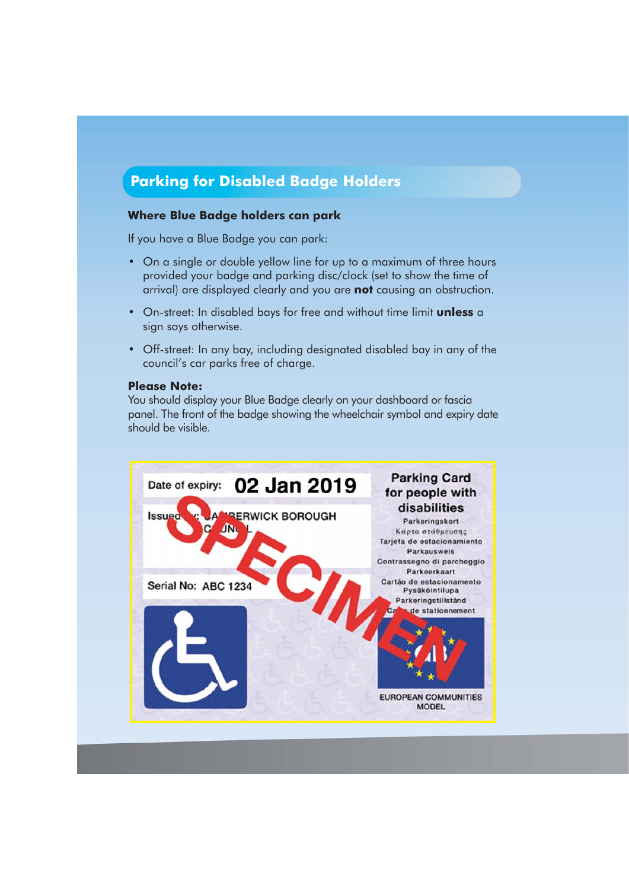## Parking for Disabled Badge Holders

### Where Blue Badge holders can park

If you have a Blue Badge you can park:

- On a single or double yellow line for up to a maximum of three hours provided your badge and parking disc/clock (set to show the time of arrival) are displayed clearly and you are **not** causing an obstruction.
- On-street: In disabled bays for free and without time limit **unless** a sign says otherwise.
- Off-street: In any bay, including designated disabled bay in any of the council's car parks free of charge.

**Please Note:**
You should display your Blue Badge clearly on your dashboard or fascia panel. The front of the badge showing the wheelchair symbol and expiry date should be visible.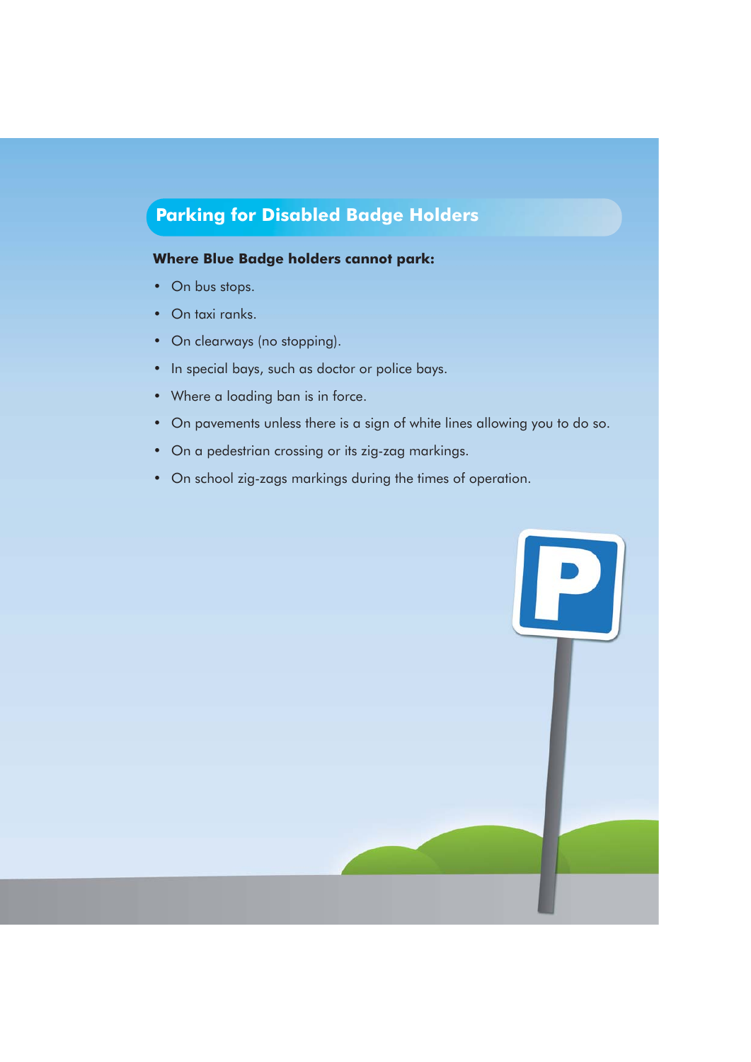## Parking for Disabled Badge Holders

**Where Blue Badge holders cannot park:**

- On bus stops.
- On taxi ranks.
- On clearways (no stopping).
- In special bays, such as doctor or police bays.
- Where a loading ban is in force.
- On pavements unless there is a sign of white lines allowing you to do so.
- On a pedestrian crossing or its zig-zag markings.
- On school zig-zags markings during the times of operation.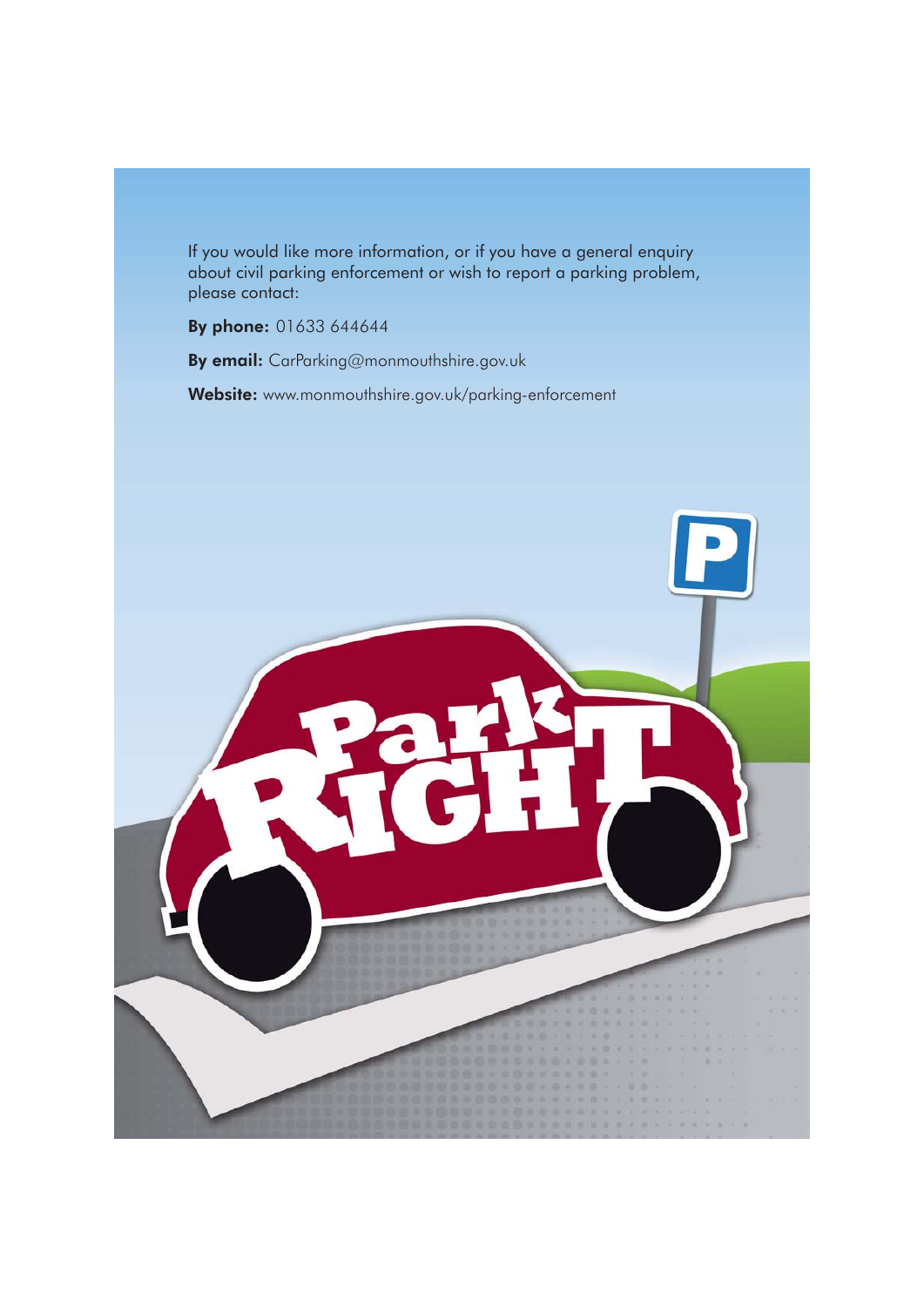If you would like more information, or if you have a general enquiry about civil parking enforcement or wish to report a parking problem, please contact:

**By phone:** 01633 644644

**By email:** CarParking@monmouthshire.gov.uk

**Website:** www.monmouthshire.gov.uk/parking-enforcement